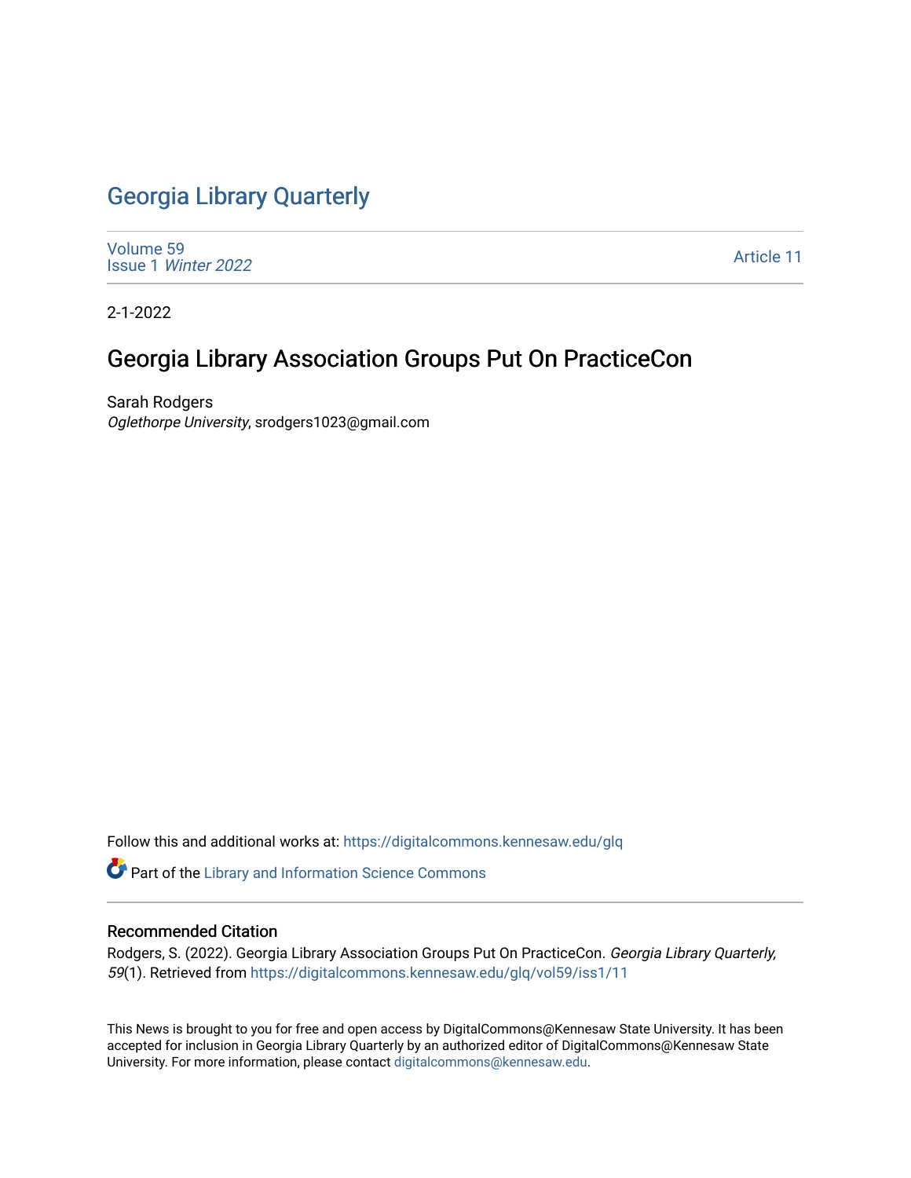# Georgia Library Quarterly

Volume 59
Issue 1 *Winter 2022*

Article 11

2-1-2022

## Georgia Library Association Groups Put On PracticeCon

Sarah Rodgers
*Oglethorpe University*, srodgers1023@gmail.com

Follow this and additional works at: https://digitalcommons.kennesaw.edu/glq

Part of the Library and Information Science Commons

### Recommended Citation

Rodgers, S. (2022). Georgia Library Association Groups Put On PracticeCon. *Georgia Library Quarterly, 59*(1). Retrieved from https://digitalcommons.kennesaw.edu/glq/vol59/iss1/11

This News is brought to you for free and open access by DigitalCommons@Kennesaw State University. It has been accepted for inclusion in Georgia Library Quarterly by an authorized editor of DigitalCommons@Kennesaw State University. For more information, please contact digitalcommons@kennesaw.edu.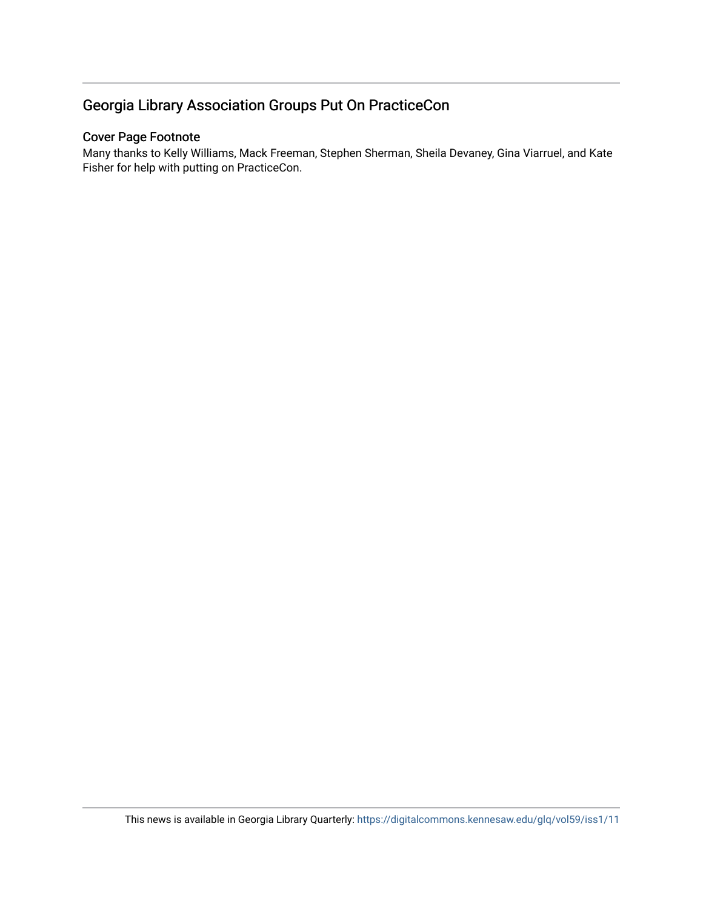## Georgia Library Association Groups Put On PracticeCon

### Cover Page Footnote

Many thanks to Kelly Williams, Mack Freeman, Stephen Sherman, Sheila Devaney, Gina Viarruel, and Kate Fisher for help with putting on PracticeCon.

This news is available in Georgia Library Quarterly: https://digitalcommons.kennesaw.edu/glq/vol59/iss1/11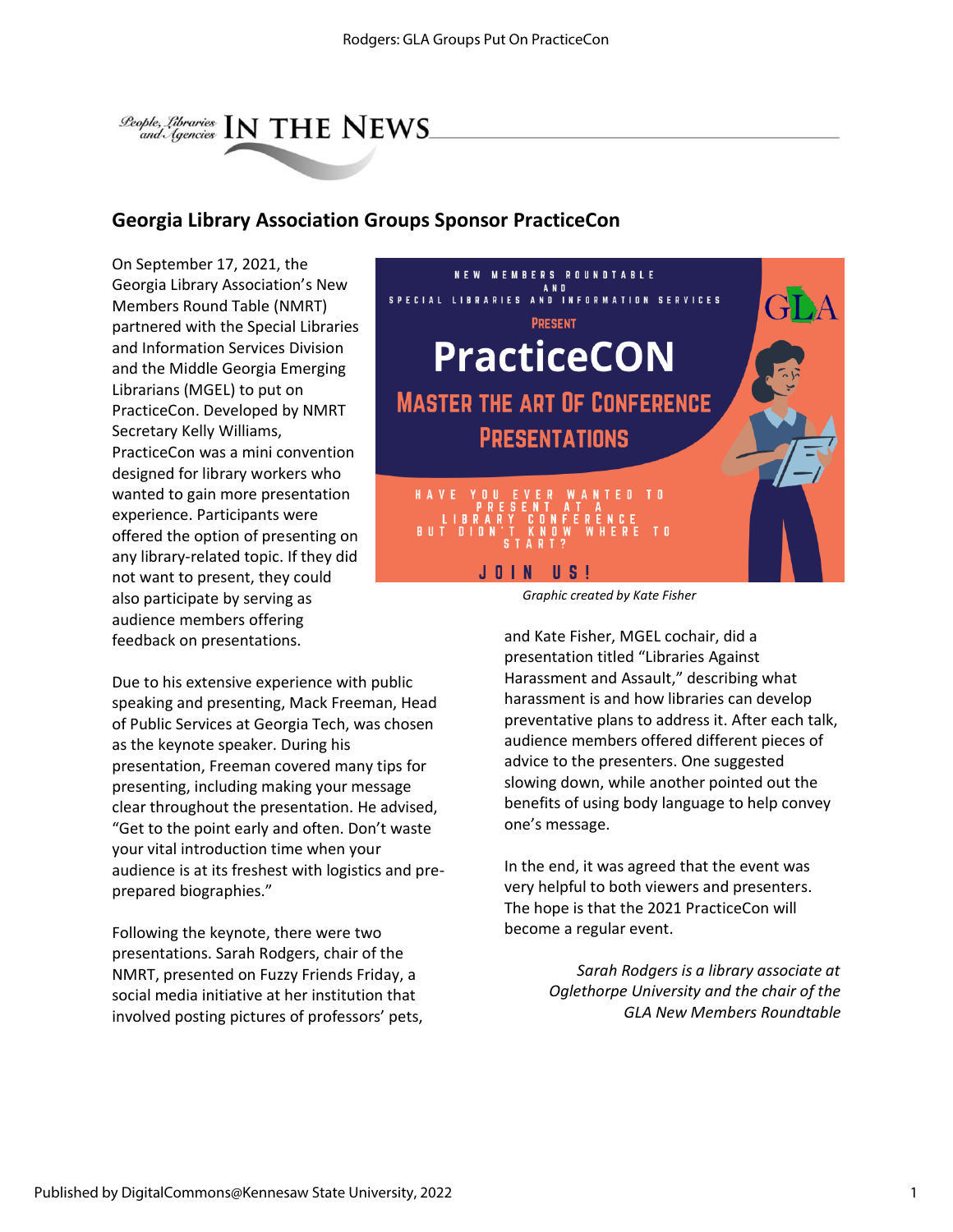# In the News

## Georgia Library Association Groups Sponsor PracticeCon

On September 17, 2021, the Georgia Library Association's New Members Round Table (NMRT) partnered with the Special Libraries and Information Services Division and the Middle Georgia Emerging Librarians (MGEL) to put on PracticeCon. Developed by NMRT Secretary Kelly Williams, PracticeCon was a mini convention designed for library workers who wanted to gain more presentation experience. Participants were offered the option of presenting on any library-related topic. If they did not want to present, they could also participate by serving as audience members offering feedback on presentations.

*Graphic created by Kate Fisher*

Due to his extensive experience with public speaking and presenting, Mack Freeman, Head of Public Services at Georgia Tech, was chosen as the keynote speaker. During his presentation, Freeman covered many tips for presenting, including making your message clear throughout the presentation. He advised, "Get to the point early and often. Don't waste your vital introduction time when your audience is at its freshest with logistics and pre-prepared biographies."

Following the keynote, there were two presentations. Sarah Rodgers, chair of the NMRT, presented on Fuzzy Friends Friday, a social media initiative at her institution that involved posting pictures of professors' pets, and Kate Fisher, MGEL cochair, did a presentation titled "Libraries Against Harassment and Assault," describing what harassment is and how libraries can develop preventative plans to address it. After each talk, audience members offered different pieces of advice to the presenters. One suggested slowing down, while another pointed out the benefits of using body language to help convey one's message.

In the end, it was agreed that the event was very helpful to both viewers and presenters. The hope is that the 2021 PracticeCon will become a regular event.

*Sarah Rodgers is a library associate at Oglethorpe University and the chair of the GLA New Members Roundtable*